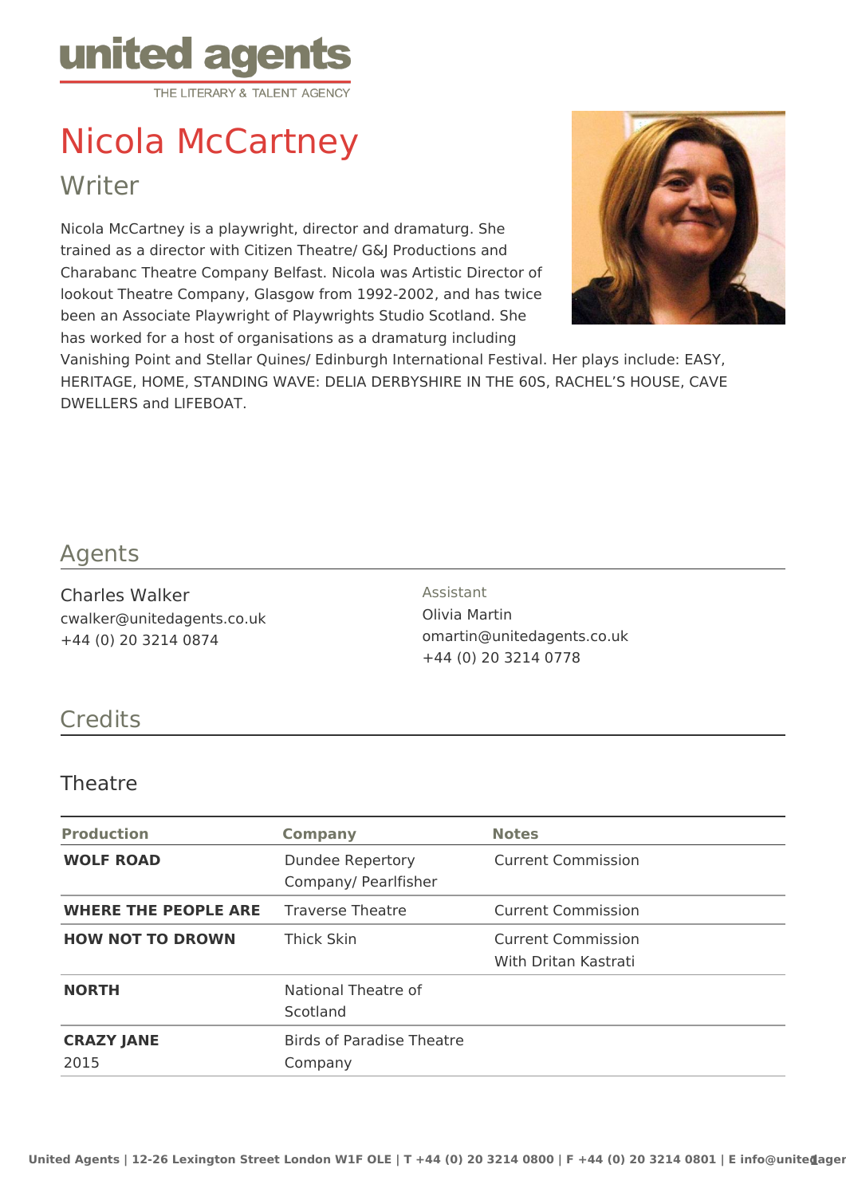united agents

THE LITERARY & TALENT AGENCY

# Nicola McCartney

## Writer

Nicola McCartney is a playwright, director and dramaturg. She trained as a director with Citizen Theatre/ G&J Productions and Charabanc Theatre Company Belfast. Nicola was Artistic Director of lookout Theatre Company, Glasgow from 1992-2002, and has twice been an Associate Playwright of Playwrights Studio Scotland. She has worked for a host of organisations as a dramaturg including Vanishing Point and Stellar Quines/ Edinburgh International Festival. Her plays include: EASY, HERITAGE, HOME, STANDING WAVE: DELIA DERBYSHIRE IN THE 60S, RACHEL'S HOUSE, CAVE DWELLERS and LIFEBOAT.

## Agents

Charles Walker
cwalker@unitedagents.co.uk
+44 (0) 20 3214 0874

Assistant
Olivia Martin
omartin@unitedagents.co.uk
+44 (0) 20 3214 0778

## Credits

### Theatre

| Production | Company | Notes |
|---|---|---|
| **WOLF ROAD** | Dundee Repertory Company/ Pearlfisher | Current Commission |
| **WHERE THE PEOPLE ARE** | Traverse Theatre | Current Commission |
| **HOW NOT TO DROWN** | Thick Skin | Current Commission<br>With Dritan Kastrati |
| **NORTH** | National Theatre of Scotland | |
| **CRAZY JANE**<br>2015 | Birds of Paradise Theatre Company | |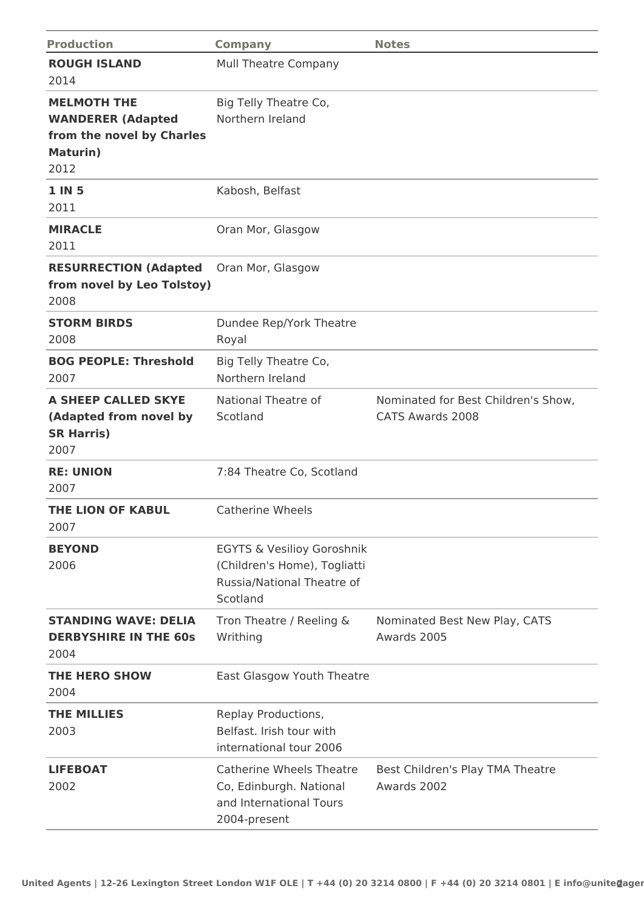| Production | Company | Notes |
| --- | --- | --- |
| **ROUGH ISLAND** 2014 | Mull Theatre Company | |
| **MELMOTH THE WANDERER (Adapted from the novel by Charles Maturin)** 2012 | Big Telly Theatre Co, Northern Ireland | |
| **1 IN 5** 2011 | Kabosh, Belfast | |
| **MIRACLE** 2011 | Oran Mor, Glasgow | |
| **RESURRECTION (Adapted from novel by Leo Tolstoy)** 2008 | Oran Mor, Glasgow | |
| **STORM BIRDS** 2008 | Dundee Rep/York Theatre Royal | |
| **BOG PEOPLE: Threshold** 2007 | Big Telly Theatre Co, Northern Ireland | |
| **A SHEEP CALLED SKYE (Adapted from novel by SR Harris)** 2007 | National Theatre of Scotland | Nominated for Best Children's Show, CATS Awards 2008 |
| **RE: UNION** 2007 | 7:84 Theatre Co, Scotland | |
| **THE LION OF KABUL** 2007 | Catherine Wheels | |
| **BEYOND** 2006 | EGYTS & Vesilioy Goroshnik (Children's Home), Togliatti Russia/National Theatre of Scotland | |
| **STANDING WAVE: DELIA DERBYSHIRE IN THE 60s** 2004 | Tron Theatre / Reeling & Writhing | Nominated Best New Play, CATS Awards 2005 |
| **THE HERO SHOW** 2004 | East Glasgow Youth Theatre | |
| **THE MILLIES** 2003 | Replay Productions, Belfast. Irish tour with international tour 2006 | |
| **LIFEBOAT** 2002 | Catherine Wheels Theatre Co, Edinburgh. National and International Tours 2004-present | Best Children's Play TMA Theatre Awards 2002 |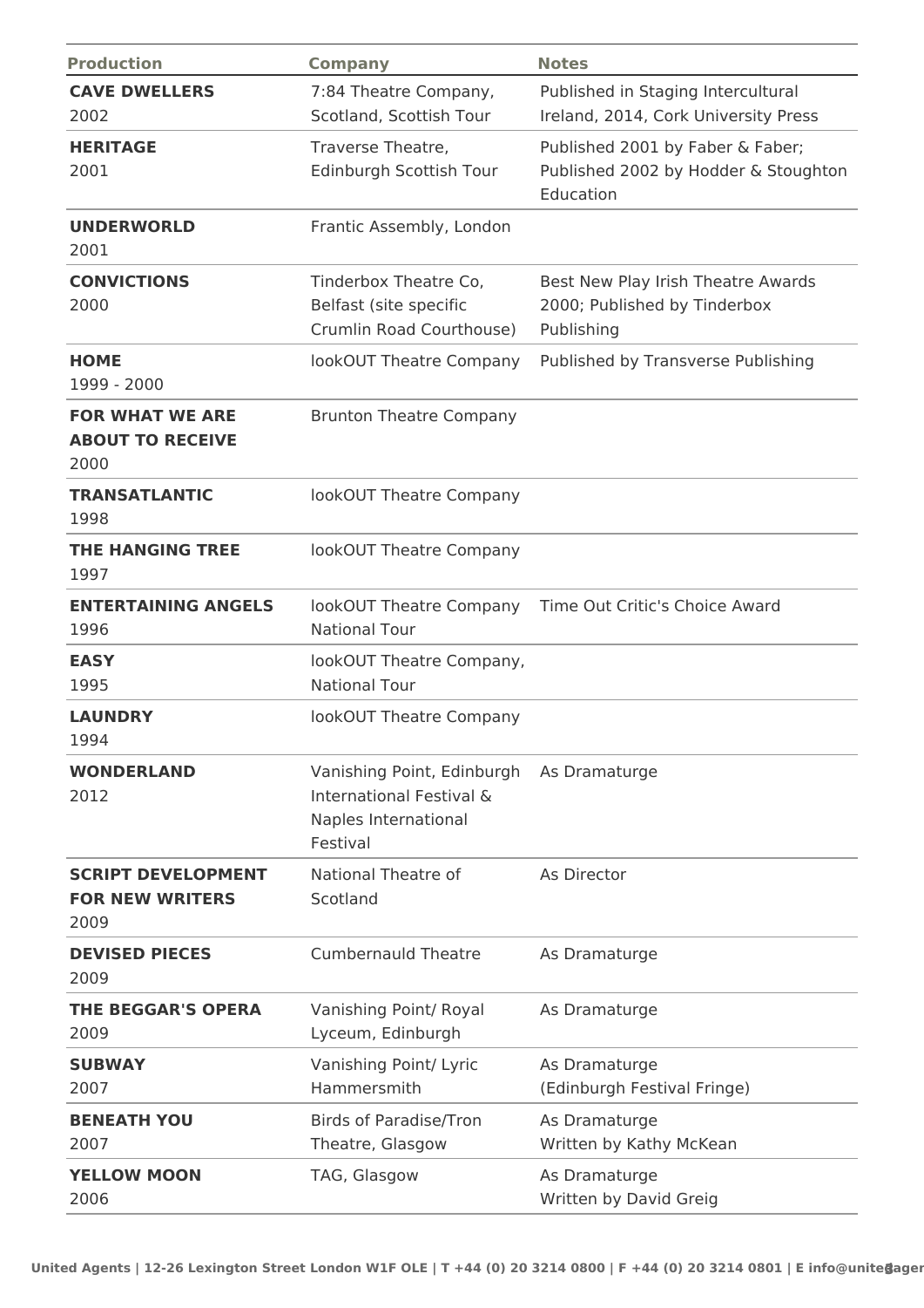| Production | Company | Notes |
| --- | --- | --- |
| **CAVE DWELLERS** 2002 | 7:84 Theatre Company, Scotland, Scottish Tour | Published in Staging Intercultural Ireland, 2014, Cork University Press |
| **HERITAGE** 2001 | Traverse Theatre, Edinburgh Scottish Tour | Published 2001 by Faber & Faber; Published 2002 by Hodder & Stoughton Education |
| **UNDERWORLD** 2001 | Frantic Assembly, London | |
| **CONVICTIONS** 2000 | Tinderbox Theatre Co, Belfast (site specific Crumlin Road Courthouse) | Best New Play Irish Theatre Awards 2000; Published by Tinderbox Publishing |
| **HOME** 1999 - 2000 | lookOUT Theatre Company | Published by Transverse Publishing |
| **FOR WHAT WE ARE ABOUT TO RECEIVE** 2000 | Brunton Theatre Company | |
| **TRANSATLANTIC** 1998 | lookOUT Theatre Company | |
| **THE HANGING TREE** 1997 | lookOUT Theatre Company | |
| **ENTERTAINING ANGELS** 1996 | lookOUT Theatre Company National Tour | Time Out Critic's Choice Award |
| **EASY** 1995 | lookOUT Theatre Company, National Tour | |
| **LAUNDRY** 1994 | lookOUT Theatre Company | |
| **WONDERLAND** 2012 | Vanishing Point, Edinburgh International Festival & Naples International Festival | As Dramaturge |
| **SCRIPT DEVELOPMENT FOR NEW WRITERS** 2009 | National Theatre of Scotland | As Director |
| **DEVISED PIECES** 2009 | Cumbernauld Theatre | As Dramaturge |
| **THE BEGGAR'S OPERA** 2009 | Vanishing Point/ Royal Lyceum, Edinburgh | As Dramaturge |
| **SUBWAY** 2007 | Vanishing Point/ Lyric Hammersmith | As Dramaturge (Edinburgh Festival Fringe) |
| **BENEATH YOU** 2007 | Birds of Paradise/Tron Theatre, Glasgow | As Dramaturge Written by Kathy McKean |
| **YELLOW MOON** 2006 | TAG, Glasgow | As Dramaturge Written by David Greig |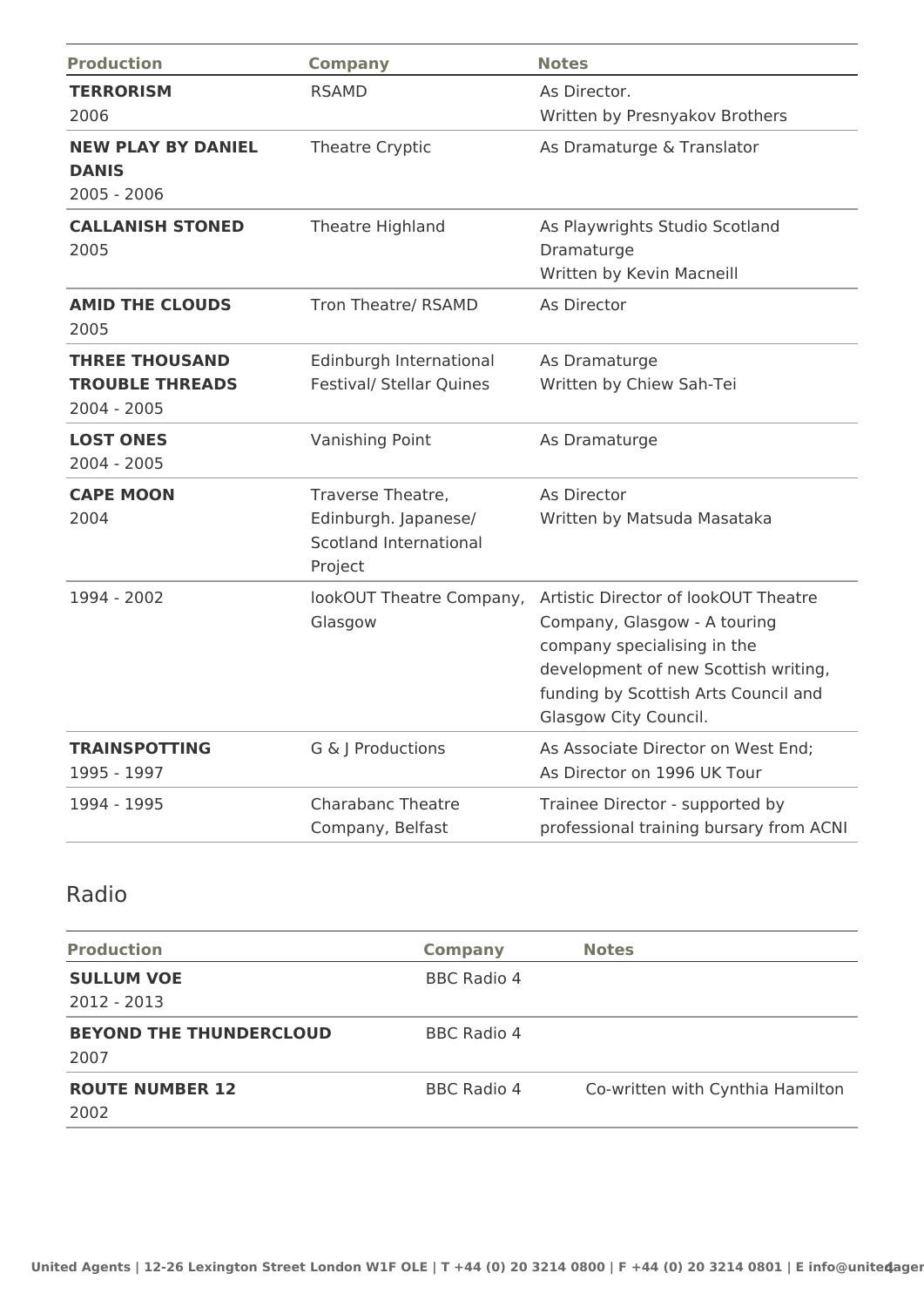| Production | Company | Notes |
|---|---|---|
| **TERRORISM**<br>2006 | RSAMD | As Director.<br>Written by Presnyakov Brothers |
| **NEW PLAY BY DANIEL DANIS**<br>2005 - 2006 | Theatre Cryptic | As Dramaturge & Translator |
| **CALLANISH STONED**<br>2005 | Theatre Highland | As Playwrights Studio Scotland Dramaturge<br>Written by Kevin Macneill |
| **AMID THE CLOUDS**<br>2005 | Tron Theatre/ RSAMD | As Director |
| **THREE THOUSAND TROUBLE THREADS**<br>2004 - 2005 | Edinburgh International Festival/ Stellar Quines | As Dramaturge<br>Written by Chiew Sah-Tei |
| **LOST ONES**<br>2004 - 2005 | Vanishing Point | As Dramaturge |
| **CAPE MOON**<br>2004 | Traverse Theatre, Edinburgh. Japanese/ Scotland International Project | As Director<br>Written by Matsuda Masataka |
| 1994 - 2002 | lookOUT Theatre Company, Glasgow | Artistic Director of lookOUT Theatre Company, Glasgow - A touring company specialising in the development of new Scottish writing, funding by Scottish Arts Council and Glasgow City Council. |
| **TRAINSPOTTING**<br>1995 - 1997 | G & J Productions | As Associate Director on West End;<br>As Director on 1996 UK Tour |
| 1994 - 1995 | Charabanc Theatre Company, Belfast | Trainee Director - supported by professional training bursary from ACNI |

## Radio

| Production | Company | Notes |
|---|---|---|
| **SULLUM VOE**<br>2012 - 2013 | BBC Radio 4 | |
| **BEYOND THE THUNDERCLOUD**<br>2007 | BBC Radio 4 | |
| **ROUTE NUMBER 12**<br>2002 | BBC Radio 4 | Co-written with Cynthia Hamilton |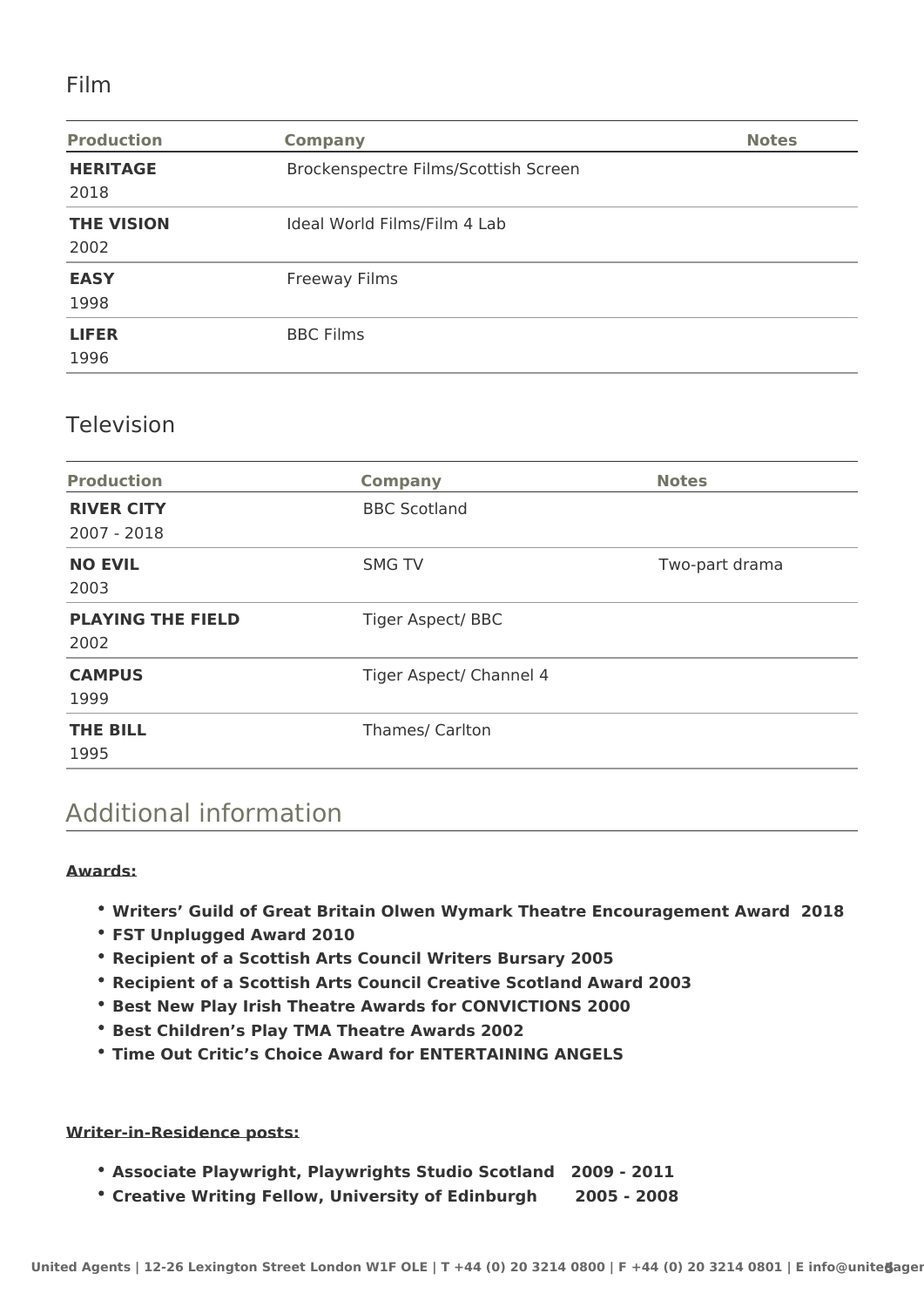## Film

| Production | Company | Notes |
| --- | --- | --- |
| **HERITAGE**<br>2018 | Brockenspectre Films/Scottish Screen | |
| **THE VISION**<br>2002 | Ideal World Films/Film 4 Lab | |
| **EASY**<br>1998 | Freeway Films | |
| **LIFER**<br>1996 | BBC Films | |

## Television

| Production | Company | Notes |
| --- | --- | --- |
| **RIVER CITY**<br>2007 - 2018 | BBC Scotland | |
| **NO EVIL**<br>2003 | SMG TV | Two-part drama |
| **PLAYING THE FIELD**<br>2002 | Tiger Aspect/ BBC | |
| **CAMPUS**<br>1999 | Tiger Aspect/ Channel 4 | |
| **THE BILL**<br>1995 | Thames/ Carlton | |

# Additional information

**Awards:**

- **Writers' Guild of Great Britain Olwen Wymark Theatre Encouragement Award 2018**
- **FST Unplugged Award 2010**
- **Recipient of a Scottish Arts Council Writers Bursary 2005**
- **Recipient of a Scottish Arts Council Creative Scotland Award 2003**
- **Best New Play Irish Theatre Awards for CONVICTIONS 2000**
- **Best Children's Play TMA Theatre Awards 2002**
- **Time Out Critic's Choice Award for ENTERTAINING ANGELS**

**Writer-in-Residence posts:**

- **Associate Playwright, Playwrights Studio Scotland 2009 - 2011**
- **Creative Writing Fellow, University of Edinburgh 2005 - 2008**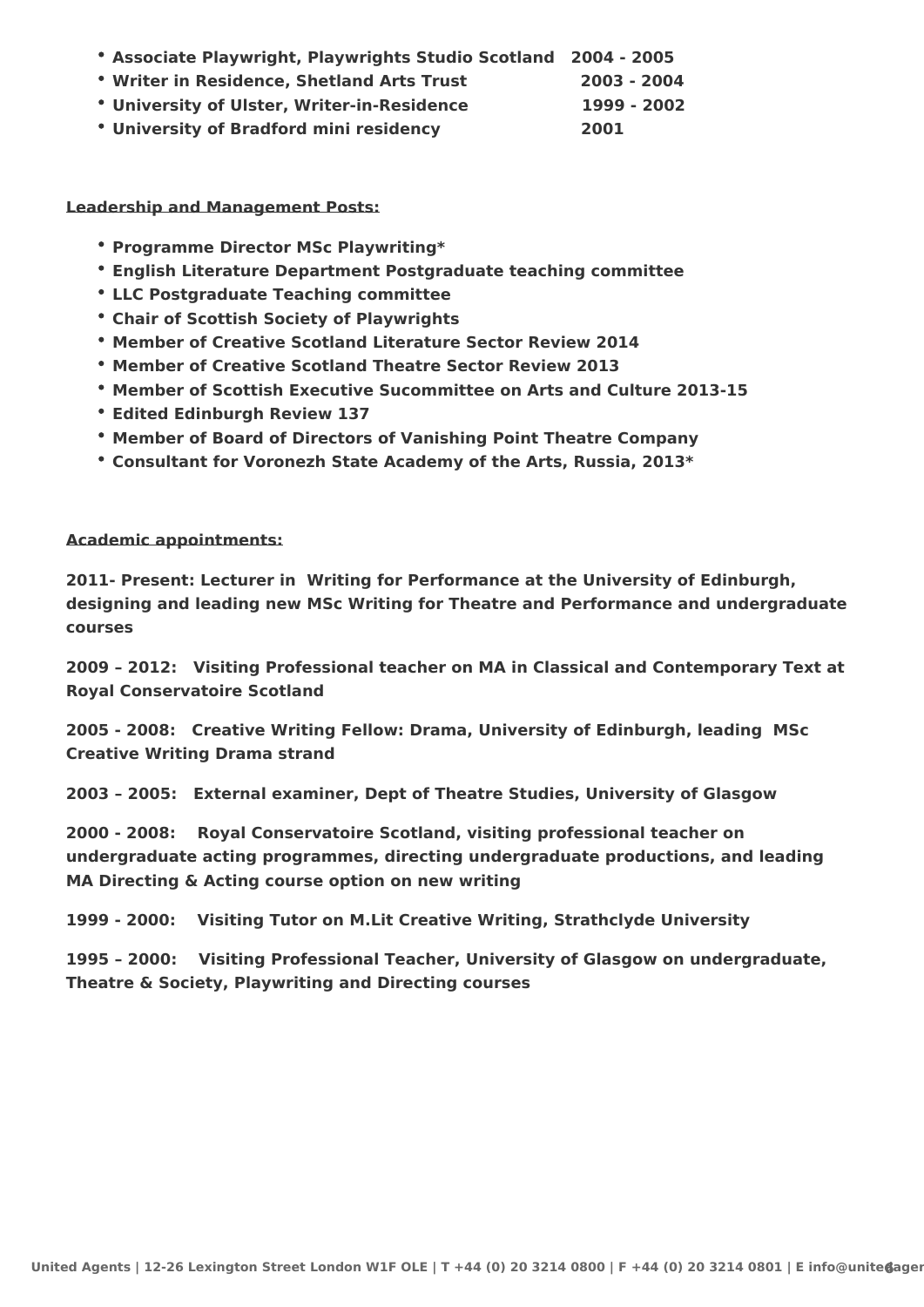- **Associate Playwright, Playwrights Studio Scotland 2004 - 2005**
- **Writer in Residence, Shetland Arts Trust 2003 - 2004**
- **University of Ulster, Writer-in-Residence 1999 - 2002**
- **University of Bradford mini residency 2001**

**Leadership and Management Posts:**

- **Programme Director MSc Playwriting***
- **English Literature Department Postgraduate teaching committee**
- **LLC Postgraduate Teaching committee**
- **Chair of Scottish Society of Playwrights**
- **Member of Creative Scotland Literature Sector Review 2014**
- **Member of Creative Scotland Theatre Sector Review 2013**
- **Member of Scottish Executive Sucommittee on Arts and Culture 2013-15**
- **Edited Edinburgh Review 137**
- **Member of Board of Directors of Vanishing Point Theatre Company**
- **Consultant for Voronezh State Academy of the Arts, Russia, 2013***

**Academic appointments:**

**2011- Present: Lecturer in Writing for Performance at the University of Edinburgh, designing and leading new MSc Writing for Theatre and Performance and undergraduate courses**

**2009 – 2012: Visiting Professional teacher on MA in Classical and Contemporary Text at Royal Conservatoire Scotland**

**2005 - 2008: Creative Writing Fellow: Drama, University of Edinburgh, leading MSc Creative Writing Drama strand**

**2003 – 2005: External examiner, Dept of Theatre Studies, University of Glasgow**

**2000 - 2008: Royal Conservatoire Scotland, visiting professional teacher on undergraduate acting programmes, directing undergraduate productions, and leading MA Directing & Acting course option on new writing**

**1999 - 2000: Visiting Tutor on M.Lit Creative Writing, Strathclyde University**

**1995 – 2000: Visiting Professional Teacher, University of Glasgow on undergraduate, Theatre & Society, Playwriting and Directing courses**